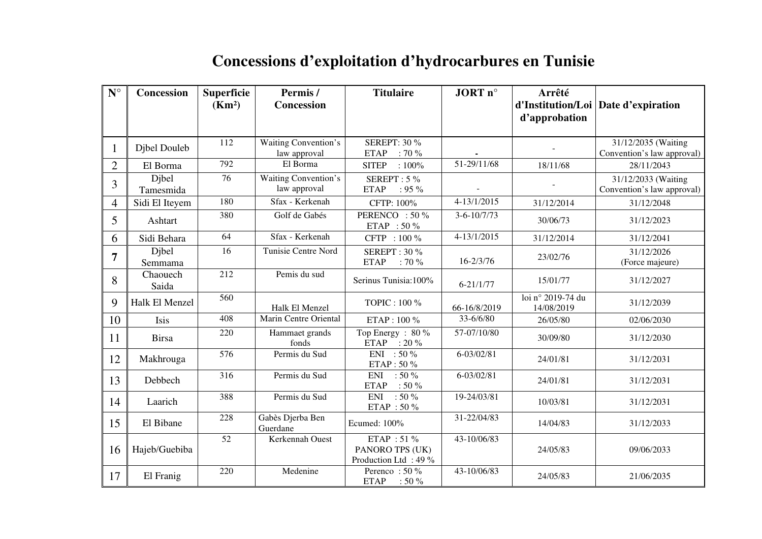# Concessions d'exploitation d'hydrocarbures en Tunisie

| N° | Concession | Superficie (Km²) | Permis / Concession | Titulaire | JORT n° | Arrêté d'Institution/Loi d'approbation | Date d'expiration |
|---|---|---|---|---|---|---|---|
| 1 | Djbel Douleb | 112 | Waiting Convention's law approval | SEREPT: 30 % ETAP : 70 % | - | - | 31/12/2035 (Waiting Convention's law approval) |
| 2 | El Borma | 792 | El Borma | SITEP : 100% | 51-29/11/68 | 18/11/68 | 28/11/2043 |
| 3 | Djbel Tamesmida | 76 | Waiting Convention's law approval | SEREPT : 5 % ETAP : 95 % | - | - | 31/12/2033 (Waiting Convention's law approval) |
| 4 | Sidi El Iteyem | 180 | Sfax - Kerkenah | CFTP: 100% | 4-13/1/2015 | 31/12/2014 | 31/12/2048 |
| 5 | Ashtart | 380 | Golf de Gabés | PERENCO : 50 % ETAP : 50 % | 3-6-10/7/73 | 30/06/73 | 31/12/2023 |
| 6 | Sidi Behara | 64 | Sfax - Kerkenah | CFTP : 100 % | 4-13/1/2015 | 31/12/2014 | 31/12/2041 |
| 7 | Djbel Semmama | 16 | Tunisie Centre Nord | SEREPT : 30 % ETAP : 70 % | 16-2/3/76 | 23/02/76 | 31/12/2026 (Force majeure) |
| 8 | Chaouech Saida | 212 | Pemis du sud | Serinus Tunisia:100% | 6-21/1/77 | 15/01/77 | 31/12/2027 |
| 9 | Halk El Menzel | 560 | Halk El Menzel | TOPIC : 100 % | 66-16/8/2019 | loi n° 2019-74 du 14/08/2019 | 31/12/2039 |
| 10 | Isis | 408 | Marin Centre Oriental | ETAP : 100 % | 33-6/6/80 | 26/05/80 | 02/06/2030 |
| 11 | Birsa | 220 | Hammaet grands fonds | Top Energy : 80 % ETAP : 20 % | 57-07/10/80 | 30/09/80 | 31/12/2030 |
| 12 | Makhrouga | 576 | Permis du Sud | ENI : 50 % ETAP : 50 % | 6-03/02/81 | 24/01/81 | 31/12/2031 |
| 13 | Debbech | 316 | Permis du Sud | ENI : 50 % ETAP : 50 % | 6-03/02/81 | 24/01/81 | 31/12/2031 |
| 14 | Laarich | 388 | Permis du Sud | ENI : 50 % ETAP : 50 % | 19-24/03/81 | 10/03/81 | 31/12/2031 |
| 15 | El Bibane | 228 | Gabès Djerba Ben Guerdane | Ecumed: 100% | 31-22/04/83 | 14/04/83 | 31/12/2033 |
| 16 | Hajeb/Guebiba | 52 | Kerkennah Ouest | ETAP : 51 % PANORO TPS (UK) Production Ltd : 49 % | 43-10/06/83 | 24/05/83 | 09/06/2033 |
| 17 | El Franig | 220 | Medenine | Perenco : 50 % ETAP : 50 % | 43-10/06/83 | 24/05/83 | 21/06/2035 |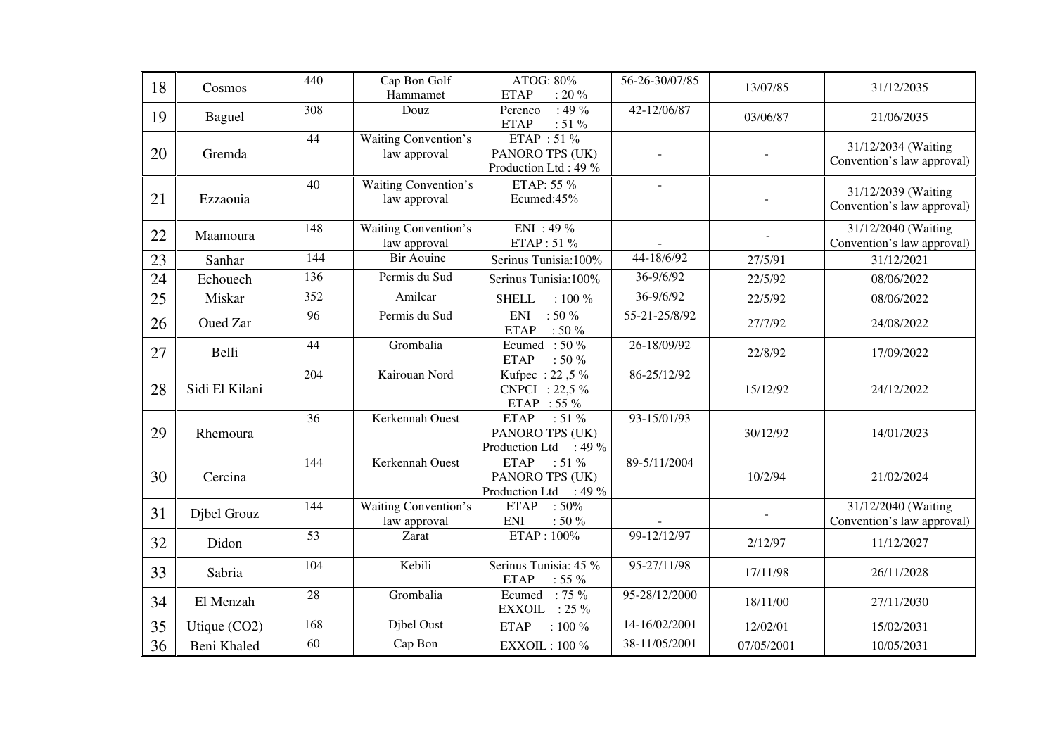| 18 | Cosmos | 440 | Cap Bon Golf Hammamet | ATOG: 80% ETAP : 20 % | 56-26-30/07/85 | 13/07/85 | 31/12/2035 |
|---|---|---|---|---|---|---|---|
| 19 | Baguel | 308 | Douz | Perenco : 49 % ETAP : 51 % | 42-12/06/87 | 03/06/87 | 21/06/2035 |
| 20 | Gremda | 44 | Waiting Convention's law approval | ETAP : 51 % PANORO TPS (UK) Production Ltd : 49 % | - | - | 31/12/2034 (Waiting Convention's law approval) |
| 21 | Ezzaouia | 40 | Waiting Convention's law approval | ETAP: 55 % Ecumed:45% | - | - | 31/12/2039 (Waiting Convention's law approval) |
| 22 | Maamoura | 148 | Waiting Convention's law approval | ENI : 49 % ETAP : 51 % | - | - | 31/12/2040 (Waiting Convention's law approval) |
| 23 | Sanhar | 144 | Bir Aouine | Serinus Tunisia:100% | 44-18/6/92 | 27/5/91 | 31/12/2021 |
| 24 | Echouech | 136 | Permis du Sud | Serinus Tunisia:100% | 36-9/6/92 | 22/5/92 | 08/06/2022 |
| 25 | Miskar | 352 | Amilcar | SHELL : 100 % | 36-9/6/92 | 22/5/92 | 08/06/2022 |
| 26 | Oued Zar | 96 | Permis du Sud | ENI : 50 % ETAP : 50 % | 55-21-25/8/92 | 27/7/92 | 24/08/2022 |
| 27 | Belli | 44 | Grombalia | Ecumed : 50 % ETAP : 50 % | 26-18/09/92 | 22/8/92 | 17/09/2022 |
| 28 | Sidi El Kilani | 204 | Kairouan Nord | Kufpec : 22 ,5 % CNPCI : 22,5 % ETAP : 55 % | 86-25/12/92 | 15/12/92 | 24/12/2022 |
| 29 | Rhemoura | 36 | Kerkennah Ouest | ETAP : 51 % PANORO TPS (UK) Production Ltd : 49 % | 93-15/01/93 | 30/12/92 | 14/01/2023 |
| 30 | Cercina | 144 | Kerkennah Ouest | ETAP : 51 % PANORO TPS (UK) Production Ltd : 49 % | 89-5/11/2004 | 10/2/94 | 21/02/2024 |
| 31 | Djbel Grouz | 144 | Waiting Convention's law approval | ETAP : 50% ENI : 50 % | - | - | 31/12/2040 (Waiting Convention's law approval) |
| 32 | Didon | 53 | Zarat | ETAP : 100% | 99-12/12/97 | 2/12/97 | 11/12/2027 |
| 33 | Sabria | 104 | Kebili | Serinus Tunisia: 45 % ETAP : 55 % | 95-27/11/98 | 17/11/98 | 26/11/2028 |
| 34 | El Menzah | 28 | Grombalia | Ecumed : 75 % EXXOIL : 25 % | 95-28/12/2000 | 18/11/00 | 27/11/2030 |
| 35 | Utique ($CO_2$) | 168 | Djbel Oust | ETAP : 100 % | 14-16/02/2001 | 12/02/01 | 15/02/2031 |
| 36 | Beni Khaled | 60 | Cap Bon | EXXOIL : 100 % | 38-11/05/2001 | 07/05/2001 | 10/05/2031 |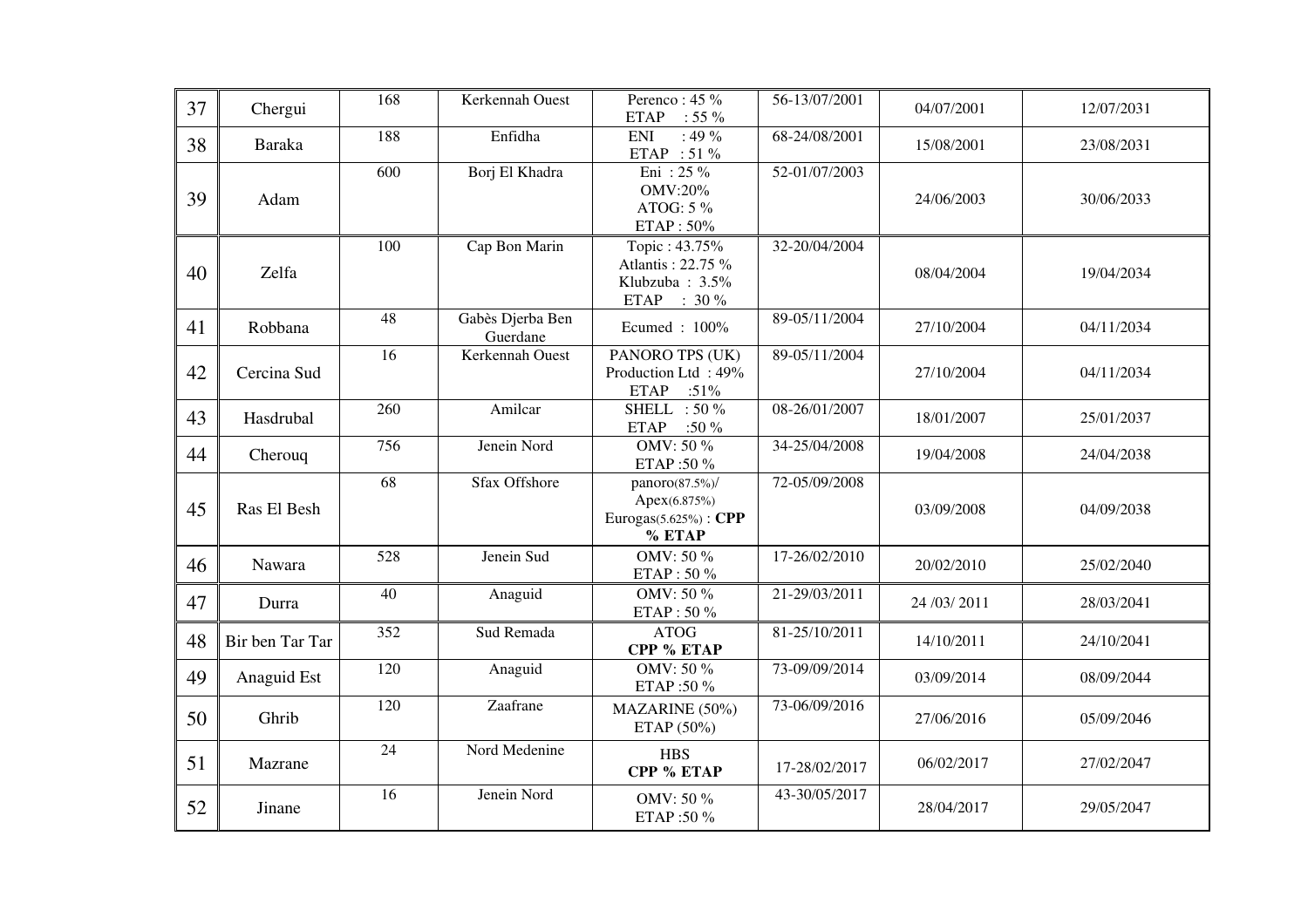| 37 | Chergui | 168 | Kerkennah Ouest | Perenco : 45 %<br>ETAP : 55 % | 56-13/07/2001 | 04/07/2001 | 12/07/2031 |
|---|---|---|---|---|---|---|---|
| 38 | Baraka | 188 | Enfidha | ENI : 49 %<br>ETAP : 51 % | 68-24/08/2001 | 15/08/2001 | 23/08/2031 |
| 39 | Adam | 600 | Borj El Khadra | Eni : 25 %<br>OMV:20%<br>ATOG: 5 %<br>ETAP : 50% | 52-01/07/2003 | 24/06/2003 | 30/06/2033 |
| 40 | Zelfa | 100 | Cap Bon Marin | Topic : 43.75%<br>Atlantis : 22.75 %<br>Klubzuba : 3.5%<br>ETAP : 30 % | 32-20/04/2004 | 08/04/2004 | 19/04/2034 |
| 41 | Robbana | 48 | Gabès Djerba Ben Guerdane | Ecumed : 100% | 89-05/11/2004 | 27/10/2004 | 04/11/2034 |
| 42 | Cercina Sud | 16 | Kerkennah Ouest | PANORO TPS (UK) Production Ltd : 49%<br>ETAP :51% | 89-05/11/2004 | 27/10/2004 | 04/11/2034 |
| 43 | Hasdrubal | 260 | Amilcar | SHELL : 50 %<br>ETAP :50 % | 08-26/01/2007 | 18/01/2007 | 25/01/2037 |
| 44 | Cherouq | 756 | Jenein Nord | OMV: 50 %<br>ETAP :50 % | 34-25/04/2008 | 19/04/2008 | 24/04/2038 |
| 45 | Ras El Besh | 68 | Sfax Offshore | panoro(87.5%)/<br>Apex(6.875%)<br>Eurogas(5.625%) : **CPP % ETAP** | 72-05/09/2008 | 03/09/2008 | 04/09/2038 |
| 46 | Nawara | 528 | Jenein Sud | OMV: 50 %<br>ETAP : 50 % | 17-26/02/2010 | 20/02/2010 | 25/02/2040 |
| 47 | Durra | 40 | Anaguid | OMV: 50 %<br>ETAP : 50 % | 21-29/03/2011 | 24 /03/ 2011 | 28/03/2041 |
| 48 | Bir ben Tar Tar | 352 | Sud Remada | ATOG<br>**CPP % ETAP** | 81-25/10/2011 | 14/10/2011 | 24/10/2041 |
| 49 | Anaguid Est | 120 | Anaguid | OMV: 50 %<br>ETAP :50 % | 73-09/09/2014 | 03/09/2014 | 08/09/2044 |
| 50 | Ghrib | 120 | Zaafrane | MAZARINE (50%)<br>ETAP (50%) | 73-06/09/2016 | 27/06/2016 | 05/09/2046 |
| 51 | Mazrane | 24 | Nord Medenine | HBS<br>**CPP % ETAP** | 17-28/02/2017 | 06/02/2017 | 27/02/2047 |
| 52 | Jinane | 16 | Jenein Nord | OMV: 50 %<br>ETAP :50 % | 43-30/05/2017 | 28/04/2017 | 29/05/2047 |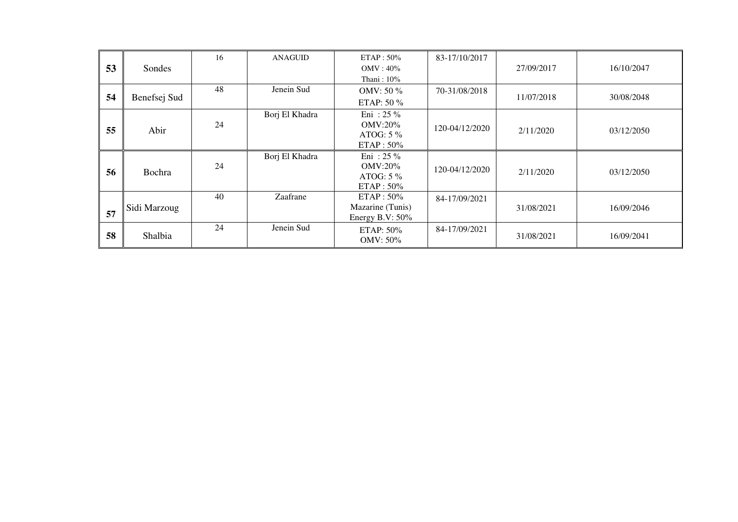| | | | | | | | |
|---|---|---|---|---|---|---|---|
| **53** | Sondes | 16 | ANAGUID | ETAP : 50%<br>OMV : 40%<br>Thani : 10% | 83-17/10/2017 | 27/09/2017 | 16/10/2047 |
| **54** | Benefsej Sud | 48 | Jenein Sud | OMV: 50 %<br>ETAP: 50 % | 70-31/08/2018 | 11/07/2018 | 30/08/2048 |
| **55** | Abir | 24 | Borj El Khadra | Eni : 25 %<br>OMV:20%<br>ATOG: 5 %<br>ETAP : 50% | 120-04/12/2020 | 2/11/2020 | 03/12/2050 |
| **56** | Bochra | 24 | Borj El Khadra | Eni : 25 %<br>OMV:20%<br>ATOG: 5 %<br>ETAP : 50% | 120-04/12/2020 | 2/11/2020 | 03/12/2050 |
| **57** | Sidi Marzoug | 40 | Zaafrane | ETAP : 50%<br>Mazarine (Tunis) Energy B.V: 50% | 84-17/09/2021 | 31/08/2021 | 16/09/2046 |
| **58** | Shalbia | 24 | Jenein Sud | ETAP: 50%<br>OMV: 50% | 84-17/09/2021 | 31/08/2021 | 16/09/2041 |